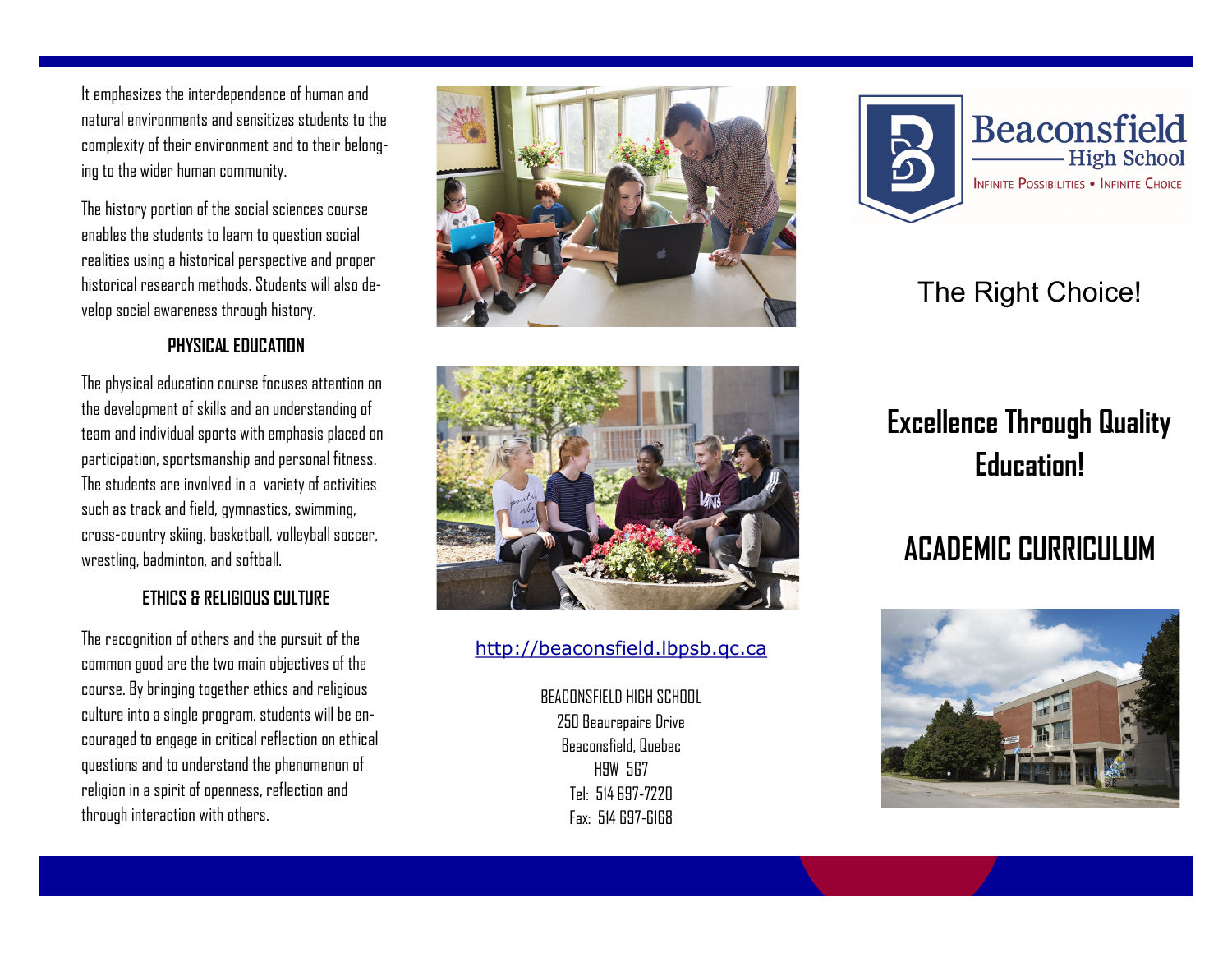It emphasizes the interdependence of human and natural environments and sensitizes students to the complexity of their environment and to their belonging to the wider human community.

The history portion of the social sciences course enables the students to learn to question social realities using a historical perspective and proper historical research methods. Students will also develop social awareness through history.

### PHYSICAL EDUCATION

The physical education course focuses attention on the development of skills and an understanding of team and individual sports with emphasis placed on participation, sportsmanship and personal fitness. The students are involved in a variety of activities such as track and field, gymnastics, swimming, cross-country skiing, basketball, volleyball soccer, wrestling, badminton, and softball.

### ETHICS & RELIGIOUS CULTURE

The recognition of others and the pursuit of the common good are the two main objectives of the course. By bringing together ethics and religious culture into a single program, students will be encouraged to engage in critical reflection on ethical questions and to understand the phenomenon of religion in a spirit of openness, reflection and through interaction with others.

http://beaconsfield.lbpsb.qc.ca

BEACONSFIELD HIGH SCHOOL
250 Beaurepaire Drive
Beaconsfield, Quebec
H9W 5G7
Tel: 514 697-7220
Fax: 514 697-6168

Beaconsfield High School
INFINITE POSSIBILITIES • INFINITE CHOICE

The Right Choice!

## Excellence Through Quality Education!

# ACADEMIC CURRICULUM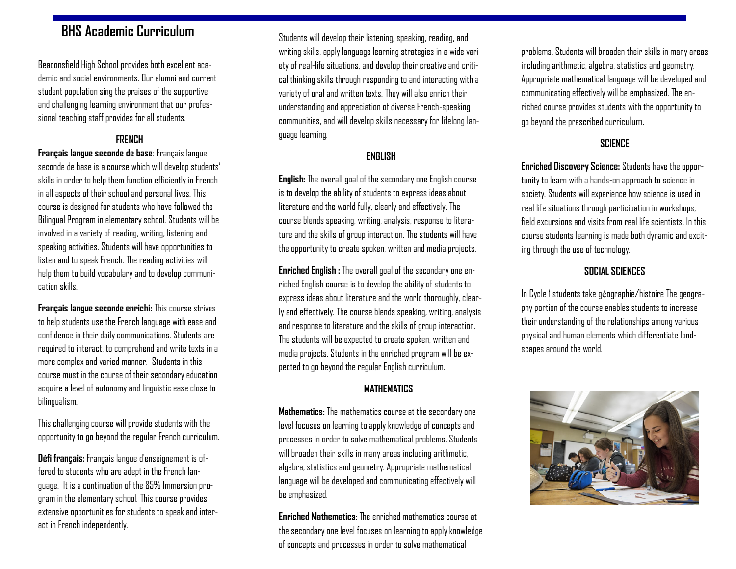# BHS Academic Curriculum

Beaconsfield High School provides both excellent academic and social environments. Our alumni and current student population sing the praises of the supportive and challenging learning environment that our professional teaching staff provides for all students.

## FRENCH

**Français langue seconde de base**: Français langue seconde de base is a course which will develop students' skills in order to help them function efficiently in French in all aspects of their school and personal lives. This course is designed for students who have followed the Bilingual Program in elementary school. Students will be involved in a variety of reading, writing, listening and speaking activities. Students will have opportunities to listen and to speak French. The reading activities will help them to build vocabulary and to develop communication skills.

**Français langue seconde enrichi:** This course strives to help students use the French language with ease and confidence in their daily communications. Students are required to interact, to comprehend and write texts in a more complex and varied manner. Students in this course must in the course of their secondary education acquire a level of autonomy and linguistic ease close to bilingualism.

This challenging course will provide students with the opportunity to go beyond the regular French curriculum.

**Défi français:** Français langue d'enseignement is offered to students who are adept in the French language. It is a continuation of the 85% Immersion program in the elementary school. This course provides extensive opportunities for students to speak and interact in French independently.

Students will develop their listening, speaking, reading, and writing skills, apply language learning strategies in a wide variety of real-life situations, and develop their creative and critical thinking skills through responding to and interacting with a variety of oral and written texts. They will also enrich their understanding and appreciation of diverse French-speaking communities, and will develop skills necessary for lifelong language learning.

## ENGLISH

**English:** The overall goal of the secondary one English course is to develop the ability of students to express ideas about literature and the world fully, clearly and effectively. The course blends speaking, writing, analysis, response to literature and the skills of group interaction. The students will have the opportunity to create spoken, written and media projects.

**Enriched English :** The overall goal of the secondary one enriched English course is to develop the ability of students to express ideas about literature and the world thoroughly, clearly and effectively. The course blends speaking, writing, analysis and response to literature and the skills of group interaction. The students will be expected to create spoken, written and media projects. Students in the enriched program will be expected to go beyond the regular English curriculum.

## MATHEMATICS

**Mathematics:** The mathematics course at the secondary one level focuses on learning to apply knowledge of concepts and processes in order to solve mathematical problems. Students will broaden their skills in many areas including arithmetic, algebra, statistics and geometry. Appropriate mathematical language will be developed and communicating effectively will be emphasized.

**Enriched Mathematics**: The enriched mathematics course at the secondary one level focuses on learning to apply knowledge of concepts and processes in order to solve mathematical problems. Students will broaden their skills in many areas including arithmetic, algebra, statistics and geometry. Appropriate mathematical language will be developed and communicating effectively will be emphasized. The enriched course provides students with the opportunity to go beyond the prescribed curriculum.

## SCIENCE

**Enriched Discovery Science:** Students have the opportunity to learn with a hands-on approach to science in society. Students will experience how science is used in real life situations through participation in workshops, field excursions and visits from real life scientists. In this course students learning is made both dynamic and exciting through the use of technology.

## SOCIAL SCIENCES

In Cycle I students take géographie/histoire The geography portion of the course enables students to increase their understanding of the relationships among various physical and human elements which differentiate landscapes around the world.